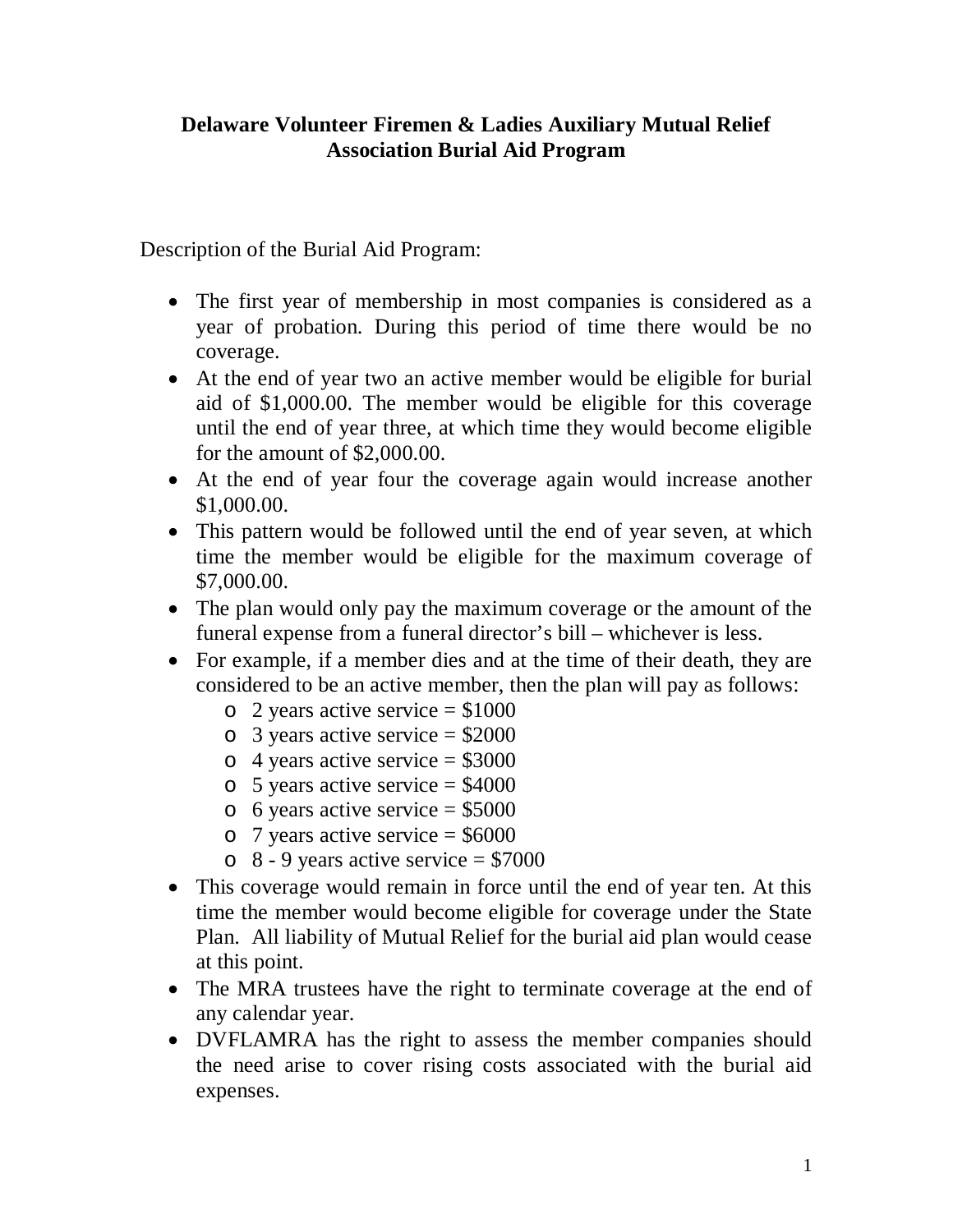# Delaware Volunteer Firemen & Ladies Auxiliary Mutual Relief Association Burial Aid Program

Description of the Burial Aid Program:

- The first year of membership in most companies is considered as a year of probation. During this period of time there would be no coverage.
- At the end of year two an active member would be eligible for burial aid of $1,000.00. The member would be eligible for this coverage until the end of year three, at which time they would become eligible for the amount of $2,000.00.
- At the end of year four the coverage again would increase another $1,000.00.
- This pattern would be followed until the end of year seven, at which time the member would be eligible for the maximum coverage of $7,000.00.
- The plan would only pay the maximum coverage or the amount of the funeral expense from a funeral director's bill – whichever is less.
- For example, if a member dies and at the time of their death, they are considered to be an active member, then the plan will pay as follows:
  - 2 years active service = $1000
  - 3 years active service = $2000
  - 4 years active service = $3000
  - 5 years active service = $4000
  - 6 years active service = $5000
  - 7 years active service = $6000
  - 8 - 9 years active service = $7000
- This coverage would remain in force until the end of year ten. At this time the member would become eligible for coverage under the State Plan. All liability of Mutual Relief for the burial aid plan would cease at this point.
- The MRA trustees have the right to terminate coverage at the end of any calendar year.
- DVFLAMRA has the right to assess the member companies should the need arise to cover rising costs associated with the burial aid expenses.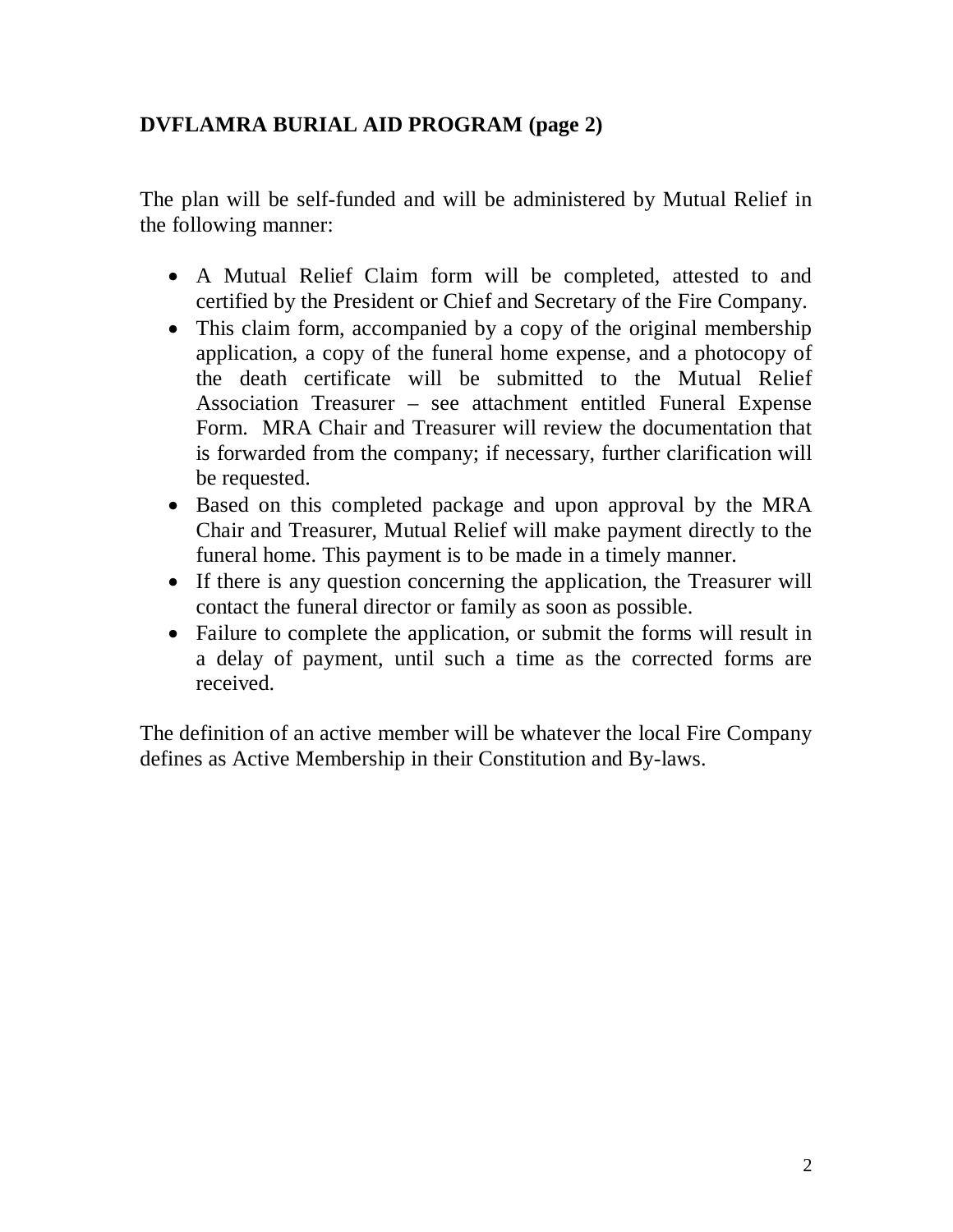**DVFLAMRA BURIAL AID PROGRAM (page 2)**

The plan will be self-funded and will be administered by Mutual Relief in the following manner:

- A Mutual Relief Claim form will be completed, attested to and certified by the President or Chief and Secretary of the Fire Company.
- This claim form, accompanied by a copy of the original membership application, a copy of the funeral home expense, and a photocopy of the death certificate will be submitted to the Mutual Relief Association Treasurer – see attachment entitled Funeral Expense Form. MRA Chair and Treasurer will review the documentation that is forwarded from the company; if necessary, further clarification will be requested.
- Based on this completed package and upon approval by the MRA Chair and Treasurer, Mutual Relief will make payment directly to the funeral home. This payment is to be made in a timely manner.
- If there is any question concerning the application, the Treasurer will contact the funeral director or family as soon as possible.
- Failure to complete the application, or submit the forms will result in a delay of payment, until such a time as the corrected forms are received.

The definition of an active member will be whatever the local Fire Company defines as Active Membership in their Constitution and By-laws.